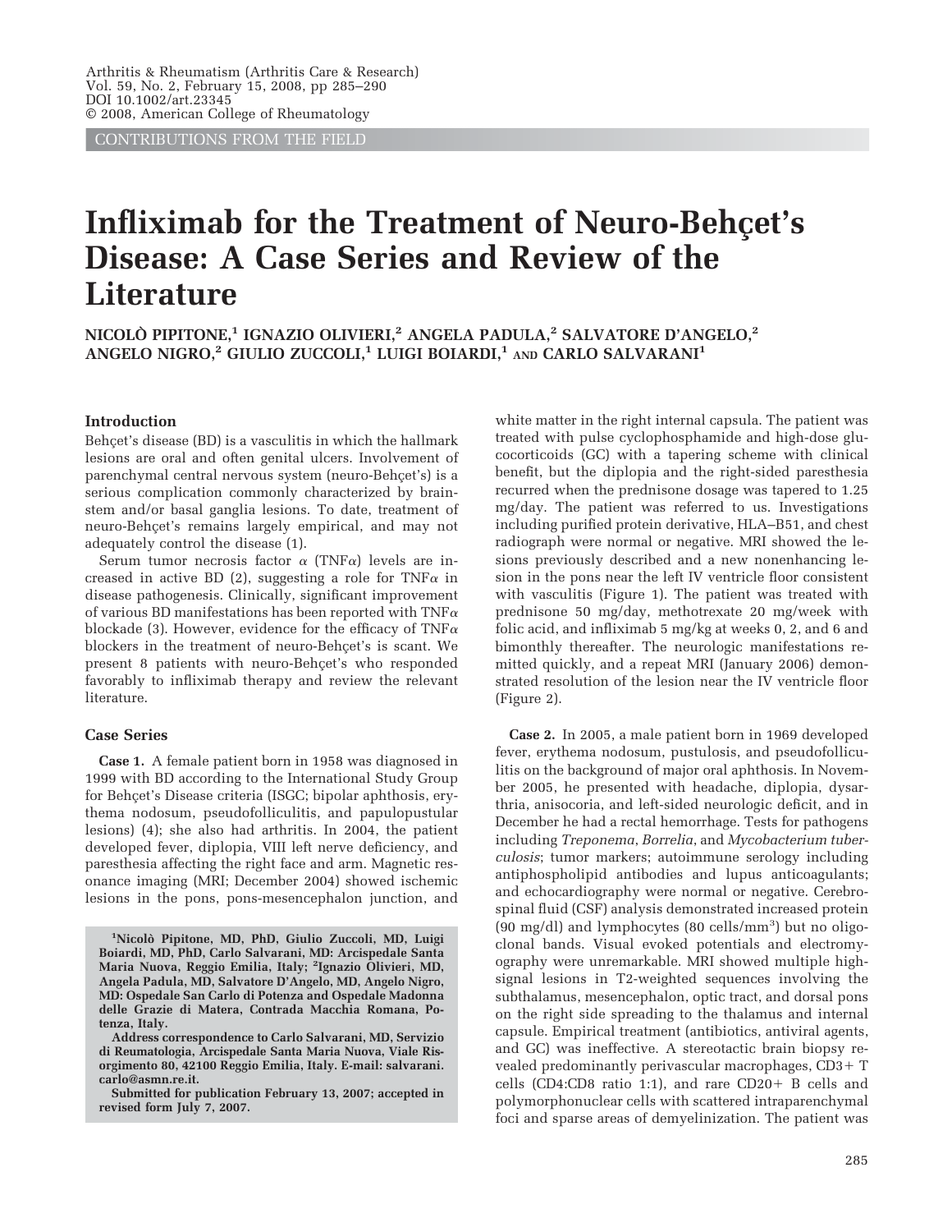CONTRIBUTIONS FROM THE FIELD

# Infliximab for the Treatment of Neuro-Behçet's Disease: A Case Series and Review of the Literature

NICOLÒ PIPITONE,[1] IGNAZIO OLIVIERI,[2] ANGELA PADULA,[2] SALVATORE D'ANGELO,[2] ANGELO NIGRO,[2] GIULIO ZUCCOLI,[1] LUIGI BOIARDI,[1] AND CARLO SALVARANI[1]

## Introduction

Behçet's disease (BD) is a vasculitis in which the hallmark lesions are oral and often genital ulcers. Involvement of parenchymal central nervous system (neuro-Behçet's) is a serious complication commonly characterized by brainstem and/or basal ganglia lesions. To date, treatment of neuro-Behçet's remains largely empirical, and may not adequately control the disease (1).

Serum tumor necrosis factor $\alpha$ (TNF$\alpha$) levels are increased in active BD (2), suggesting a role for TNF$\alpha$ in disease pathogenesis. Clinically, significant improvement of various BD manifestations has been reported with TNF$\alpha$ blockade (3). However, evidence for the efficacy of TNF$\alpha$ blockers in the treatment of neuro-Behçet's is scant. We present 8 patients with neuro-Behçet's who responded favorably to infliximab therapy and review the relevant literature.

## Case Series

**Case 1.** A female patient born in 1958 was diagnosed in 1999 with BD according to the International Study Group for Behçet's Disease criteria (ISGC; bipolar aphthosis, erythema nodosum, pseudofolliculitis, and papulopustular lesions) (4); she also had arthritis. In 2004, the patient developed fever, diplopia, VIII left nerve deficiency, and paresthesia affecting the right face and arm. Magnetic resonance imaging (MRI; December 2004) showed ischemic lesions in the pons, pons-mesencephalon junction, and white matter in the right internal capsula. The patient was treated with pulse cyclophosphamide and high-dose glucocorticoids (GC) with a tapering scheme with clinical benefit, but the diplopia and the right-sided paresthesia recurred when the prednisone dosage was tapered to 1.25 mg/day. The patient was referred to us. Investigations including purified protein derivative, HLA–B51, and chest radiograph were normal or negative. MRI showed the lesions previously described and a new nonenhancing lesion in the pons near the left IV ventricle floor consistent with vasculitis (Figure 1). The patient was treated with prednisone 50 mg/day, methotrexate 20 mg/week with folic acid, and infliximab 5 mg/kg at weeks 0, 2, and 6 and bimonthly thereafter. The neurologic manifestations remitted quickly, and a repeat MRI (January 2006) demonstrated resolution of the lesion near the IV ventricle floor (Figure 2).

**Case 2.** In 2005, a male patient born in 1969 developed fever, erythema nodosum, pustulosis, and pseudofolliculitis on the background of major oral aphthosis. In November 2005, he presented with headache, diplopia, dysarthria, anisocoria, and left-sided neurologic deficit, and in December he had a rectal hemorrhage. Tests for pathogens including *Treponema*, *Borrelia*, and *Mycobacterium tuberculosis*; tumor markers; autoimmune serology including antiphospholipid antibodies and lupus anticoagulants; and echocardiography were normal or negative. Cerebrospinal fluid (CSF) analysis demonstrated increased protein (90 mg/dl) and lymphocytes (80 cells/mm$^3$) but no oligoclonal bands. Visual evoked potentials and electromyography were unremarkable. MRI showed multiple high-signal lesions in T2-weighted sequences involving the subthalamus, mesencephalon, optic tract, and dorsal pons on the right side spreading to the thalamus and internal capsule. Empirical treatment (antibiotics, antiviral agents, and GC) was ineffective. A stereotactic brain biopsy revealed predominantly perivascular macrophages, CD3+ T cells (CD4:CD8 ratio 1:1), and rare CD20+ B cells and polymorphonuclear cells with scattered intraparenchymal foci and sparse areas of demyelinization. The patient was

---

[1]Nicolò Pipitone, MD, PhD, Giulio Zuccoli, MD, Luigi Boiardi, MD, PhD, Carlo Salvarani, MD: Arcispedale Santa Maria Nuova, Reggio Emilia, Italy; [2]Ignazio Olivieri, MD, Angela Padula, MD, Salvatore D'Angelo, MD, Angelo Nigro, MD: Ospedale San Carlo di Potenza and Ospedale Madonna delle Grazie di Matera, Contrada Macchia Romana, Potenza, Italy.

Address correspondence to Carlo Salvarani, MD, Servizio di Reumatologia, Arcispedale Santa Maria Nuova, Viale Risorgimento 80, 42100 Reggio Emilia, Italy. E-mail: salvarani.carlo@asmn.re.it.

Submitted for publication February 13, 2007; accepted in revised form July 7, 2007.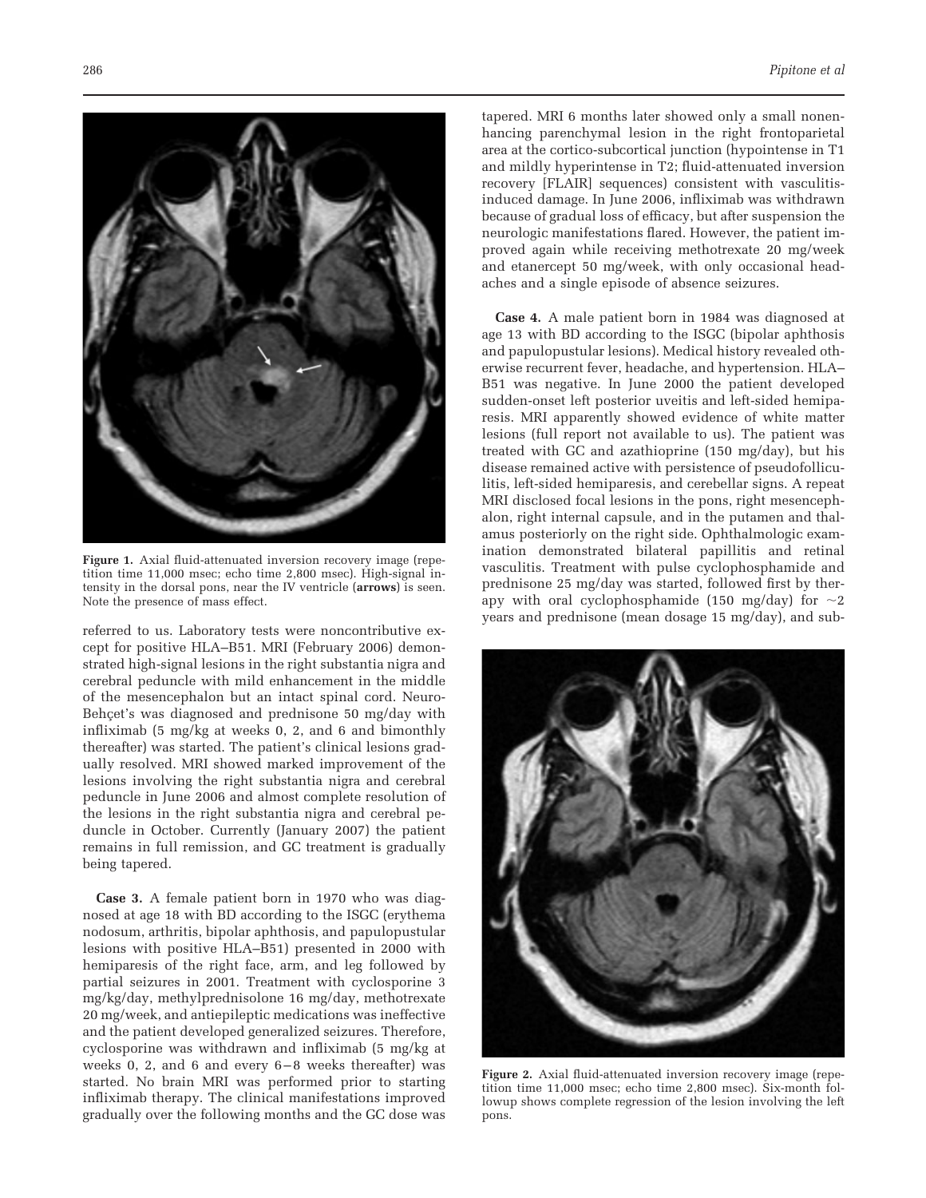Figure 1. Axial fluid-attenuated inversion recovery image (repetition time 11,000 msec; echo time 2,800 msec). High-signal intensity in the dorsal pons, near the IV ventricle (**arrows**) is seen. Note the presence of mass effect.

referred to us. Laboratory tests were noncontributive except for positive HLA–B51. MRI (February 2006) demonstrated high-signal lesions in the right substantia nigra and cerebral peduncle with mild enhancement in the middle of the mesencephalon but an intact spinal cord. Neuro-Behçet's was diagnosed and prednisone 50 mg/day with infliximab (5 mg/kg at weeks 0, 2, and 6 and bimonthly thereafter) was started. The patient's clinical lesions gradually resolved. MRI showed marked improvement of the lesions involving the right substantia nigra and cerebral peduncle in June 2006 and almost complete resolution of the lesions in the right substantia nigra and cerebral peduncle in October. Currently (January 2007) the patient remains in full remission, and GC treatment is gradually being tapered.

**Case 3.** A female patient born in 1970 who was diagnosed at age 18 with BD according to the ISGC (erythema nodosum, arthritis, bipolar aphthosis, and papulopustular lesions with positive HLA–B51) presented in 2000 with hemiparesis of the right face, arm, and leg followed by partial seizures in 2001. Treatment with cyclosporine 3 mg/kg/day, methylprednisolone 16 mg/day, methotrexate 20 mg/week, and antiepileptic medications was ineffective and the patient developed generalized seizures. Therefore, cyclosporine was withdrawn and infliximab (5 mg/kg at weeks 0, 2, and 6 and every 6–8 weeks thereafter) was started. No brain MRI was performed prior to starting infliximab therapy. The clinical manifestations improved gradually over the following months and the GC dose was tapered. MRI 6 months later showed only a small nonenhancing parenchymal lesion in the right frontoparietal area at the cortico-subcortical junction (hypointense in T1 and mildly hyperintense in T2; fluid-attenuated inversion recovery [FLAIR] sequences) consistent with vasculitis-induced damage. In June 2006, infliximab was withdrawn because of gradual loss of efficacy, but after suspension the neurologic manifestations flared. However, the patient improved again while receiving methotrexate 20 mg/week and etanercept 50 mg/week, with only occasional headaches and a single episode of absence seizures.

**Case 4.** A male patient born in 1984 was diagnosed at age 13 with BD according to the ISGC (bipolar aphthosis and papulopustular lesions). Medical history revealed otherwise recurrent fever, headache, and hypertension. HLA–B51 was negative. In June 2000 the patient developed sudden-onset left posterior uveitis and left-sided hemiparesis. MRI apparently showed evidence of white matter lesions (full report not available to us). The patient was treated with GC and azathioprine (150 mg/day), but his disease remained active with persistence of pseudofolliculitis, left-sided hemiparesis, and cerebellar signs. A repeat MRI disclosed focal lesions in the pons, right mesencephalon, right internal capsule, and in the putamen and thalamus posteriorly on the right side. Ophthalmologic examination demonstrated bilateral papillitis and retinal vasculitis. Treatment with pulse cyclophosphamide and prednisone 25 mg/day was started, followed first by therapy with oral cyclophosphamide (150 mg/day) for ~2 years and prednisone (mean dosage 15 mg/day), and sub-

Figure 2. Axial fluid-attenuated inversion recovery image (repetition time 11,000 msec; echo time 2,800 msec). Six-month followup shows complete regression of the lesion involving the left pons.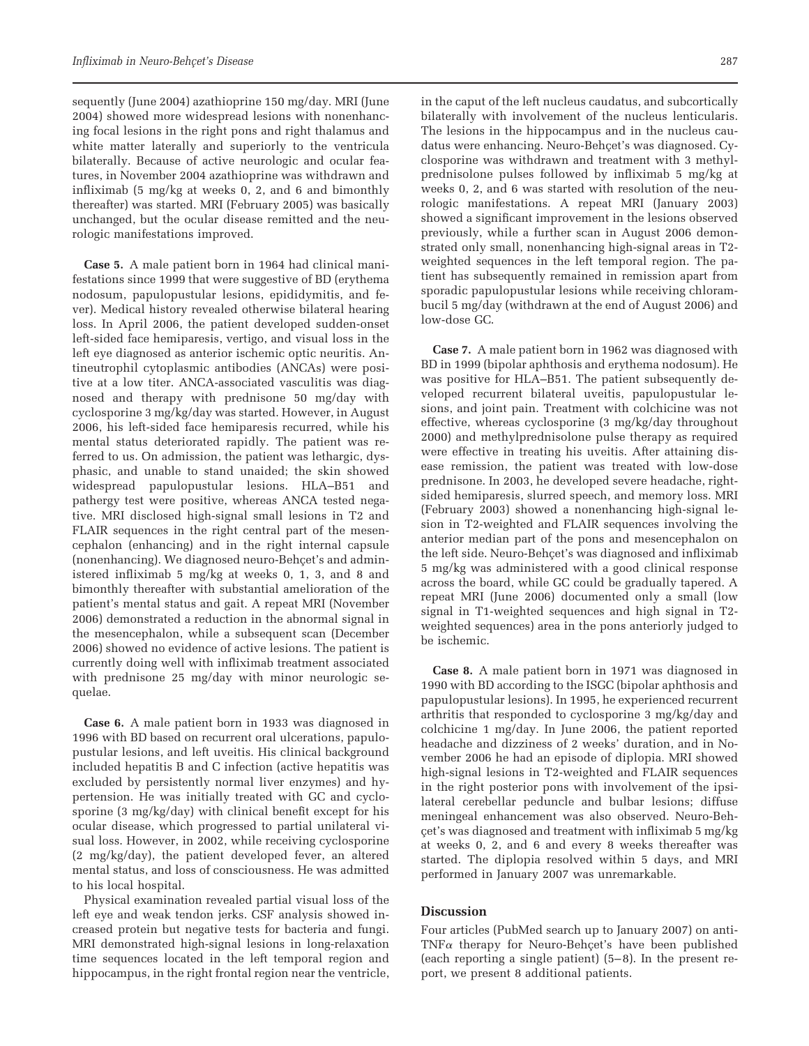sequently (June 2004) azathioprine 150 mg/day. MRI (June 2004) showed more widespread lesions with nonenhancing focal lesions in the right pons and right thalamus and white matter laterally and superiorly to the ventricula bilaterally. Because of active neurologic and ocular features, in November 2004 azathioprine was withdrawn and infliximab (5 mg/kg at weeks 0, 2, and 6 and bimonthly thereafter) was started. MRI (February 2005) was basically unchanged, but the ocular disease remitted and the neurologic manifestations improved.

**Case 5.** A male patient born in 1964 had clinical manifestations since 1999 that were suggestive of BD (erythema nodosum, papulopustular lesions, epididymitis, and fever). Medical history revealed otherwise bilateral hearing loss. In April 2006, the patient developed sudden-onset left-sided face hemiparesis, vertigo, and visual loss in the left eye diagnosed as anterior ischemic optic neuritis. Antineutrophil cytoplasmic antibodies (ANCAs) were positive at a low titer. ANCA-associated vasculitis was diagnosed and therapy with prednisone 50 mg/day with cyclosporine 3 mg/kg/day was started. However, in August 2006, his left-sided face hemiparesis recurred, while his mental status deteriorated rapidly. The patient was referred to us. On admission, the patient was lethargic, dysphasic, and unable to stand unaided; the skin showed widespread papulopustular lesions. HLA–B51 and pathergy test were positive, whereas ANCA tested negative. MRI disclosed high-signal small lesions in T2 and FLAIR sequences in the right central part of the mesencephalon (enhancing) and in the right internal capsule (nonenhancing). We diagnosed neuro-Behçet's and administered infliximab 5 mg/kg at weeks 0, 1, 3, and 8 and bimonthly thereafter with substantial amelioration of the patient's mental status and gait. A repeat MRI (November 2006) demonstrated a reduction in the abnormal signal in the mesencephalon, while a subsequent scan (December 2006) showed no evidence of active lesions. The patient is currently doing well with infliximab treatment associated with prednisone 25 mg/day with minor neurologic sequelae.

**Case 6.** A male patient born in 1933 was diagnosed in 1996 with BD based on recurrent oral ulcerations, papulopustular lesions, and left uveitis. His clinical background included hepatitis B and C infection (active hepatitis was excluded by persistently normal liver enzymes) and hypertension. He was initially treated with GC and cyclosporine (3 mg/kg/day) with clinical benefit except for his ocular disease, which progressed to partial unilateral visual loss. However, in 2002, while receiving cyclosporine (2 mg/kg/day), the patient developed fever, an altered mental status, and loss of consciousness. He was admitted to his local hospital.

Physical examination revealed partial visual loss of the left eye and weak tendon jerks. CSF analysis showed increased protein but negative tests for bacteria and fungi. MRI demonstrated high-signal lesions in long-relaxation time sequences located in the left temporal region and hippocampus, in the right frontal region near the ventricle, in the caput of the left nucleus caudatus, and subcortically bilaterally with involvement of the nucleus lenticularis. The lesions in the hippocampus and in the nucleus caudatus were enhancing. Neuro-Behçet's was diagnosed. Cyclosporine was withdrawn and treatment with 3 methylprednisolone pulses followed by infliximab 5 mg/kg at weeks 0, 2, and 6 was started with resolution of the neurologic manifestations. A repeat MRI (January 2003) showed a significant improvement in the lesions observed previously, while a further scan in August 2006 demonstrated only small, nonenhancing high-signal areas in T2-weighted sequences in the left temporal region. The patient has subsequently remained in remission apart from sporadic papulopustular lesions while receiving chlorambucil 5 mg/day (withdrawn at the end of August 2006) and low-dose GC.

**Case 7.** A male patient born in 1962 was diagnosed with BD in 1999 (bipolar aphthosis and erythema nodosum). He was positive for HLA–B51. The patient subsequently developed recurrent bilateral uveitis, papulopustular lesions, and joint pain. Treatment with colchicine was not effective, whereas cyclosporine (3 mg/kg/day throughout 2000) and methylprednisolone pulse therapy as required were effective in treating his uveitis. After attaining disease remission, the patient was treated with low-dose prednisone. In 2003, he developed severe headache, right-sided hemiparesis, slurred speech, and memory loss. MRI (February 2003) showed a nonenhancing high-signal lesion in T2-weighted and FLAIR sequences involving the anterior median part of the pons and mesencephalon on the left side. Neuro-Behçet's was diagnosed and infliximab 5 mg/kg was administered with a good clinical response across the board, while GC could be gradually tapered. A repeat MRI (June 2006) documented only a small (low signal in T1-weighted sequences and high signal in T2-weighted sequences) area in the pons anteriorly judged to be ischemic.

**Case 8.** A male patient born in 1971 was diagnosed in 1990 with BD according to the ISGC (bipolar aphthosis and papulopustular lesions). In 1995, he experienced recurrent arthritis that responded to cyclosporine 3 mg/kg/day and colchicine 1 mg/day. In June 2006, the patient reported headache and dizziness of 2 weeks' duration, and in November 2006 he had an episode of diplopia. MRI showed high-signal lesions in T2-weighted and FLAIR sequences in the right posterior pons with involvement of the ipsilateral cerebellar peduncle and bulbar lesions; diffuse meningeal enhancement was also observed. Neuro-Behçet's was diagnosed and treatment with infliximab 5 mg/kg at weeks 0, 2, and 6 and every 8 weeks thereafter was started. The diplopia resolved within 5 days, and MRI performed in January 2007 was unremarkable.

## Discussion

Four articles (PubMed search up to January 2007) on anti-TNF$\alpha$ therapy for Neuro-Behçet's have been published (each reporting a single patient) (5–8). In the present report, we present 8 additional patients.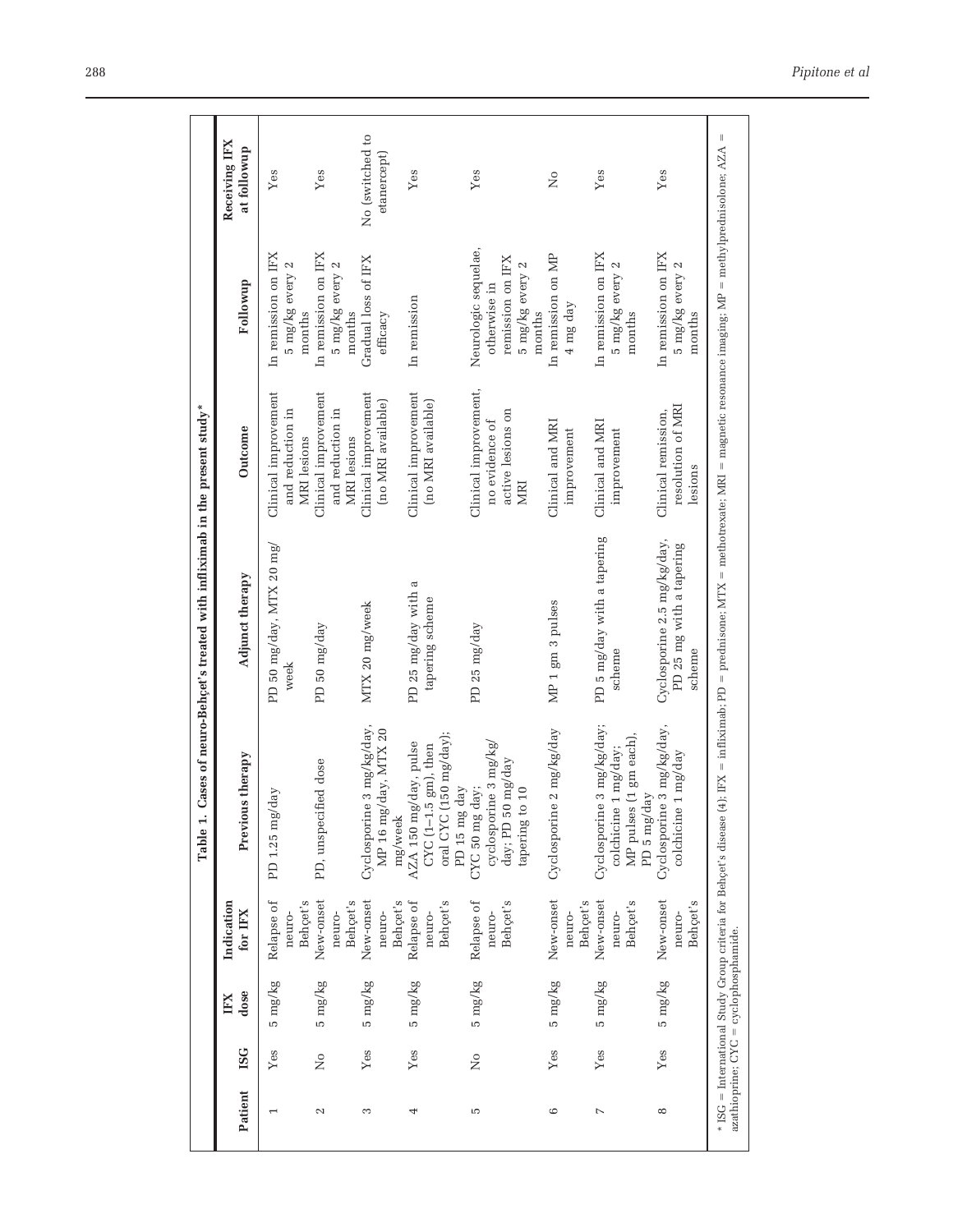**Table 1. Cases of neuro-Behçet's treated with infliximab in the present study***

| Patient | ISG | IFX dose | Indication for IFX | Previous therapy | Adjunct therapy | Outcome | Followup | Receiving IFX at followup |
|---|---|---|---|---|---|---|---|---|
| 1 | Yes | 5 mg/kg | Relapse of neuro-Behçet's | PD 1.25 mg/day | PD 50 mg/day, MTX 20 mg/week | Clinical improvement and reduction in MRI lesions | In remission on IFX 5 mg/kg every 2 months | Yes |
| 2 | No | 5 mg/kg | New-onset neuro-Behçet's | PD, unspecified dose | PD 50 mg/day | Clinical improvement and reduction in MRI lesions | In remission on IFX 5 mg/kg every 2 months | Yes |
| 3 | Yes | 5 mg/kg | New-onset neuro-Behçet's | Cyclosporine 3 mg/kg/day, MP 16 mg/day, MTX 20 mg/week | MTX 20 mg/week | Clinical improvement (no MRI available) | Gradual loss of IFX efficacy | No (switched to etanercept) |
| 4 | Yes | 5 mg/kg | Relapse of neuro-Behçet's | AZA 150 mg/day, pulse CYC (1–1.5 gm), then oral CYC (150 mg/day); PD 15 mg day | PD 25 mg/day with a tapering scheme | Clinical improvement (no MRI available) | In remission | Yes |
| 5 | No | 5 mg/kg | Relapse of neuro-Behçet's | CYC 50 mg day; cyclosporine 3 mg/kg/day; PD 50 mg/day tapering to 10 | PD 25 mg/day | Clinical improvement, no evidence of active lesions on MRI | Neurologic sequelae, otherwise in remission on IFX 5 mg/kg every 2 months | Yes |
| 6 | Yes | 5 mg/kg | New-onset neuro-Behçet's | Cyclosporine 2 mg/kg/day | MP 1 gm 3 pulses | Clinical and MRI improvement | In remission on MP 4 mg day | No |
| 7 | Yes | 5 mg/kg | New-onset neuro-Behçet's | Cyclosporine 3 mg/kg/day; colchicine 1 mg/day; MP pulses (1 gm each), PD 5 mg/day | PD 5 mg/day with a tapering scheme | Clinical and MRI improvement | In remission on IFX 5 mg/kg every 2 months | Yes |
| 8 | Yes | 5 mg/kg | New-onset neuro-Behçet's | Cyclosporine 3 mg/kg/day, colchicine 1 mg/day | Cyclosporine 2.5 mg/kg/day, PD 25 mg with a tapering scheme | Clinical remission, resolution of MRI lesions | In remission on IFX 5 mg/kg every 2 months | Yes |

* ISG = International Study Group criteria for Behçet's disease (4); IFX = infliximab; PD = prednisone; MTX = methotrexate; MRI = magnetic resonance imaging; MP = methylprednisolone; AZA = azathioprine; CYC = cyclophosphamide.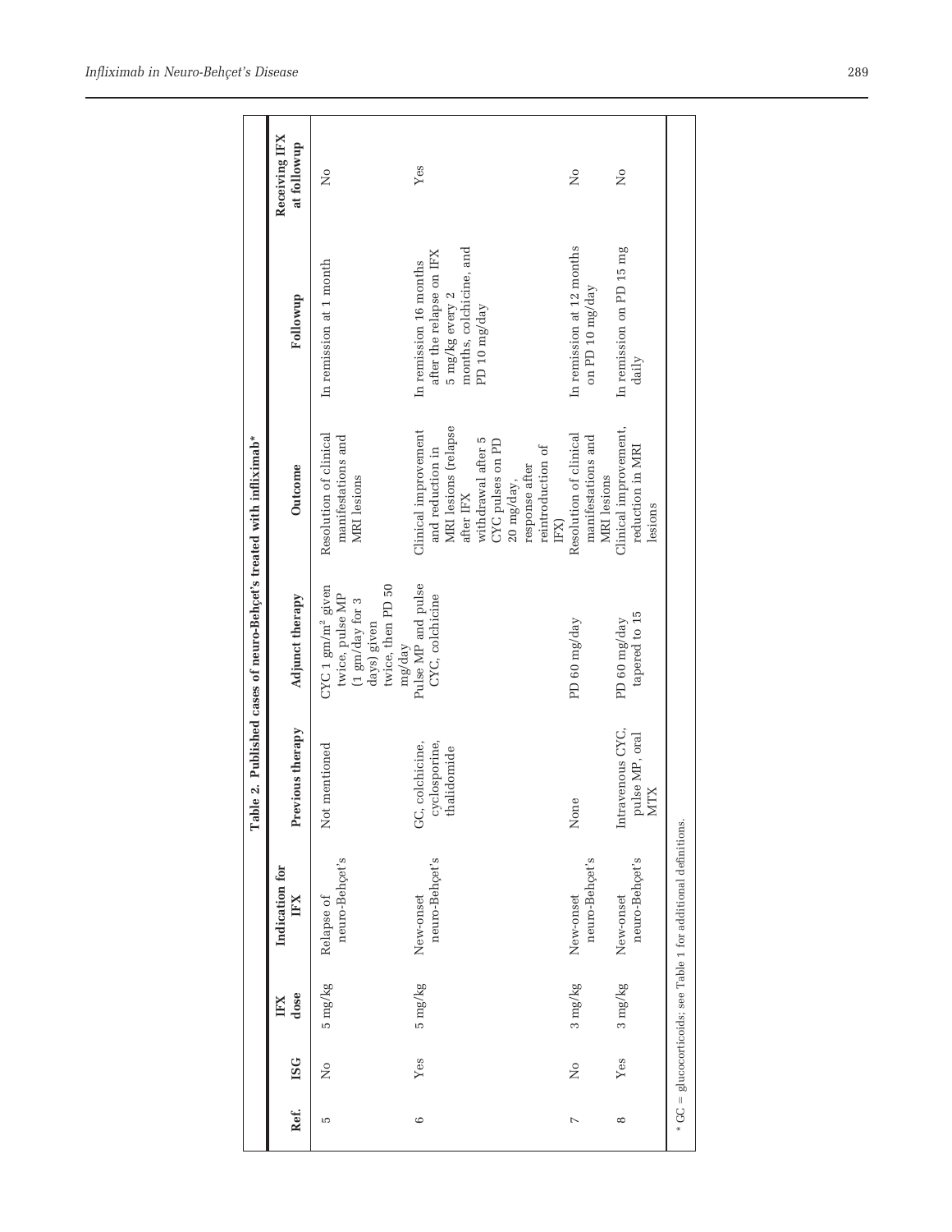**Table 2. Published cases of neuro-Behçet's treated with infliximab***

| Ref. | ISG | IFX dose | Indication for IFX | Previous therapy | Adjunct therapy | Outcome | Followup | Receiving IFX at followup |
|---|---|---|---|---|---|---|---|---|
| 5 | No | 5 mg/kg | Relapse of neuro-Behçet's | Not mentioned | CYC 1 gm/m$^2$ given twice, pulse MP (1 gm/day for 3 days) given twice, then PD 50 mg/day | Resolution of clinical manifestations and MRI lesions | In remission at 1 month | No |
| 6 | Yes | 5 mg/kg | New-onset neuro-Behçet's | GC, colchicine, cyclosporine, thalidomide | Pulse MP and pulse CYC, colchicine | Clinical improvement and reduction in MRI lesions (relapse after IFX withdrawal after 5 CYC pulses on PD 20 mg/day, response after reintroduction of IFX) | In remission 16 months after the relapse on IFX 5 mg/kg every 2 months, colchicine, and PD 10 mg/day | Yes |
| 7 | No | 3 mg/kg | New-onset neuro-Behçet's | None | PD 60 mg/day | Resolution of clinical manifestations and MRI lesions | In remission at 12 months on PD 10 mg/day | No |
| 8 | Yes | 3 mg/kg | New-onset neuro-Behçet's | Intravenous CYC, pulse MP, oral MTX | PD 60 mg/day tapered to 15 | Clinical improvement, reduction in MRI lesions | In remission on PD 15 mg daily | No |

\* GC = glucocorticoids; see Table 1 for additional definitions.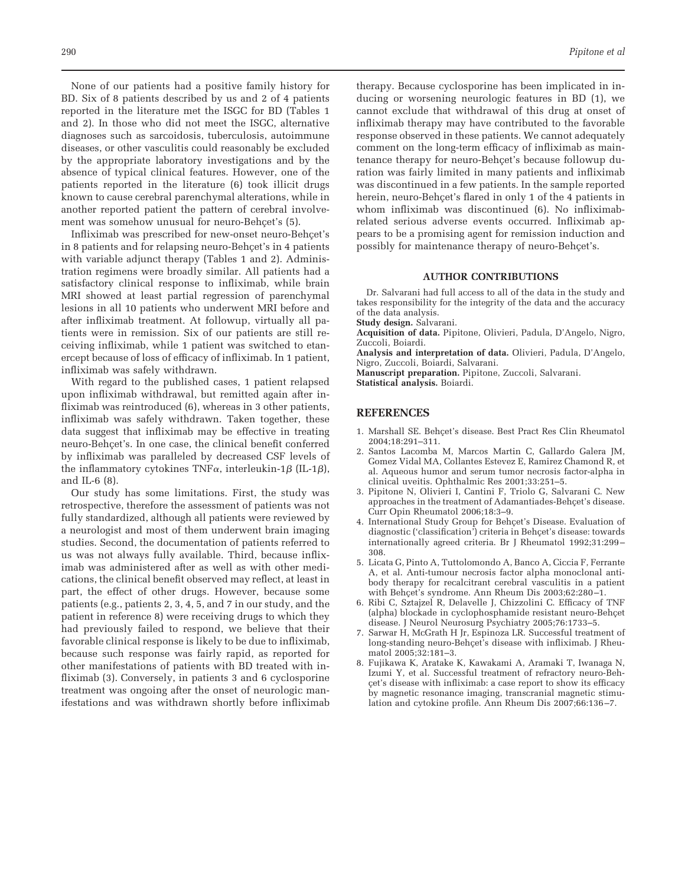None of our patients had a positive family history for BD. Six of 8 patients described by us and 2 of 4 patients reported in the literature met the ISGC for BD (Tables 1 and 2). In those who did not meet the ISGC, alternative diagnoses such as sarcoidosis, tuberculosis, autoimmune diseases, or other vasculitis could reasonably be excluded by the appropriate laboratory investigations and by the absence of typical clinical features. However, one of the patients reported in the literature (6) took illicit drugs known to cause cerebral parenchymal alterations, while in another reported patient the pattern of cerebral involvement was somehow unusual for neuro-Behçet's (5).

Infliximab was prescribed for new-onset neuro-Behçet's in 8 patients and for relapsing neuro-Behçet's in 4 patients with variable adjunct therapy (Tables 1 and 2). Administration regimens were broadly similar. All patients had a satisfactory clinical response to infliximab, while brain MRI showed at least partial regression of parenchymal lesions in all 10 patients who underwent MRI before and after infliximab treatment. At followup, virtually all patients were in remission. Six of our patients are still receiving infliximab, while 1 patient was switched to etanercept because of loss of efficacy of infliximab. In 1 patient, infliximab was safely withdrawn.

With regard to the published cases, 1 patient relapsed upon infliximab withdrawal, but remitted again after infliximab was reintroduced (6), whereas in 3 other patients, infliximab was safely withdrawn. Taken together, these data suggest that infliximab may be effective in treating neuro-Behçet's. In one case, the clinical benefit conferred by infliximab was paralleled by decreased CSF levels of the inflammatory cytokines TNF$\alpha$, interleukin-1$\beta$ (IL-1$\beta$), and IL-6 (8).

Our study has some limitations. First, the study was retrospective, therefore the assessment of patients was not fully standardized, although all patients were reviewed by a neurologist and most of them underwent brain imaging studies. Second, the documentation of patients referred to us was not always fully available. Third, because infliximab was administered after as well as with other medications, the clinical benefit observed may reflect, at least in part, the effect of other drugs. However, because some patients (e.g., patients 2, 3, 4, 5, and 7 in our study, and the patient in reference 8) were receiving drugs to which they had previously failed to respond, we believe that their favorable clinical response is likely to be due to infliximab, because such response was fairly rapid, as reported for other manifestations of patients with BD treated with infliximab (3). Conversely, in patients 3 and 6 cyclosporine treatment was ongoing after the onset of neurologic manifestations and was withdrawn shortly before infliximab therapy. Because cyclosporine has been implicated in inducing or worsening neurologic features in BD (1), we cannot exclude that withdrawal of this drug at onset of infliximab therapy may have contributed to the favorable response observed in these patients. We cannot adequately comment on the long-term efficacy of infliximab as maintenance therapy for neuro-Behçet's because followup duration was fairly limited in many patients and infliximab was discontinued in a few patients. In the sample reported herein, neuro-Behçet's flared in only 1 of the 4 patients in whom infliximab was discontinued (6). No infliximab-related serious adverse events occurred. Infliximab appears to be a promising agent for remission induction and possibly for maintenance therapy of neuro-Behçet's.

## AUTHOR CONTRIBUTIONS

Dr. Salvarani had full access to all of the data in the study and takes responsibility for the integrity of the data and the accuracy of the data analysis.

**Study design.** Salvarani.

**Acquisition of data.** Pipitone, Olivieri, Padula, D'Angelo, Nigro, Zuccoli, Boiardi.

**Analysis and interpretation of data.** Olivieri, Padula, D'Angelo, Nigro, Zuccoli, Boiardi, Salvarani.

**Manuscript preparation.** Pipitone, Zuccoli, Salvarani.

**Statistical analysis.** Boiardi.

## REFERENCES

1. Marshall SE. Behçet's disease. Best Pract Res Clin Rheumatol 2004;18:291–311.
2. Santos Lacomba M, Marcos Martin C, Gallardo Galera JM, Gomez Vidal MA, Collantes Estevez E, Ramirez Chamond R, et al. Aqueous humor and serum tumor necrosis factor-alpha in clinical uveitis. Ophthalmic Res 2001;33:251–5.
3. Pipitone N, Olivieri I, Cantini F, Triolo G, Salvarani C. New approaches in the treatment of Adamantiades-Behçet's disease. Curr Opin Rheumatol 2006;18:3–9.
4. International Study Group for Behçet's Disease. Evaluation of diagnostic ('classification') criteria in Behçet's disease: towards internationally agreed criteria. Br J Rheumatol 1992;31:299–308.
5. Licata G, Pinto A, Tuttolomondo A, Banco A, Ciccia F, Ferrante A, et al. Anti-tumour necrosis factor alpha monoclonal antibody therapy for recalcitrant cerebral vasculitis in a patient with Behçet's syndrome. Ann Rheum Dis 2003;62:280–1.
6. Ribi C, Sztajzel R, Delavelle J, Chizzolini C. Efficacy of TNF (alpha) blockade in cyclophosphamide resistant neuro-Behçet disease. J Neurol Neurosurg Psychiatry 2005;76:1733–5.
7. Sarwar H, McGrath H Jr, Espinoza LR. Successful treatment of long-standing neuro-Behçet's disease with infliximab. J Rheumatol 2005;32:181–3.
8. Fujikawa K, Aratake K, Kawakami A, Aramaki T, Iwanaga N, Izumi Y, et al. Successful treatment of refractory neuro-Behçet's disease with infliximab: a case report to show its efficacy by magnetic resonance imaging, transcranial magnetic stimulation and cytokine profile. Ann Rheum Dis 2007;66:136–7.